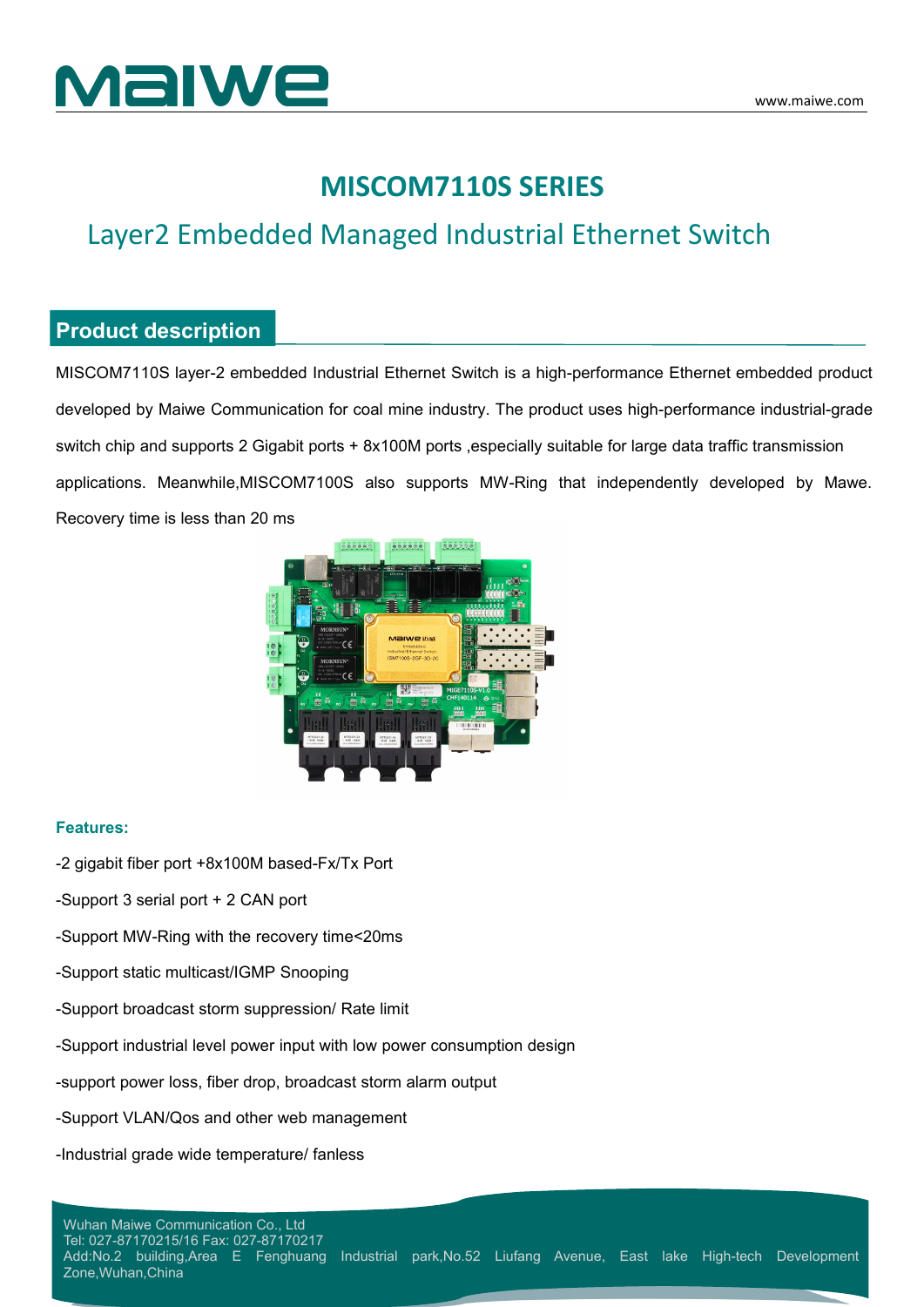# MISCOM7110S SERIES

## Layer2 Embedded Managed Industrial Ethernet Switch

## Product description

MISCOM7110S layer-2 embedded Industrial Ethernet Switch is a high-performance Ethernet embedded product developed by Maiwe Communication for coal mine industry. The product uses high-performance industrial-grade switch chip and supports 2 Gigabit ports + 8x100M ports ,especially suitable for large data traffic transmission applications. Meanwhile,MISCOM7100S also supports MW-Ring that independently developed by Mawe. Recovery time is less than 20 ms

**Features:**

-2 gigabit fiber port +8x100M based-Fx/Tx Port

-Support 3 serial port + 2 CAN port

-Support MW-Ring with the recovery time<20ms

-Support static multicast/IGMP Snooping

-Support broadcast storm suppression/ Rate limit

-Support industrial level power input with low power consumption design

-support power loss, fiber drop, broadcast storm alarm output

-Support VLAN/Qos and other web management

-Industrial grade wide temperature/ fanless

Wuhan Maiwe Communication Co., Ltd
Tel: 027-87170215/16 Fax: 027-87170217
Add:No.2 building,Area E Fenghuang Industrial park,No.52 Liufang Avenue, East lake High-tech Development Zone,Wuhan,China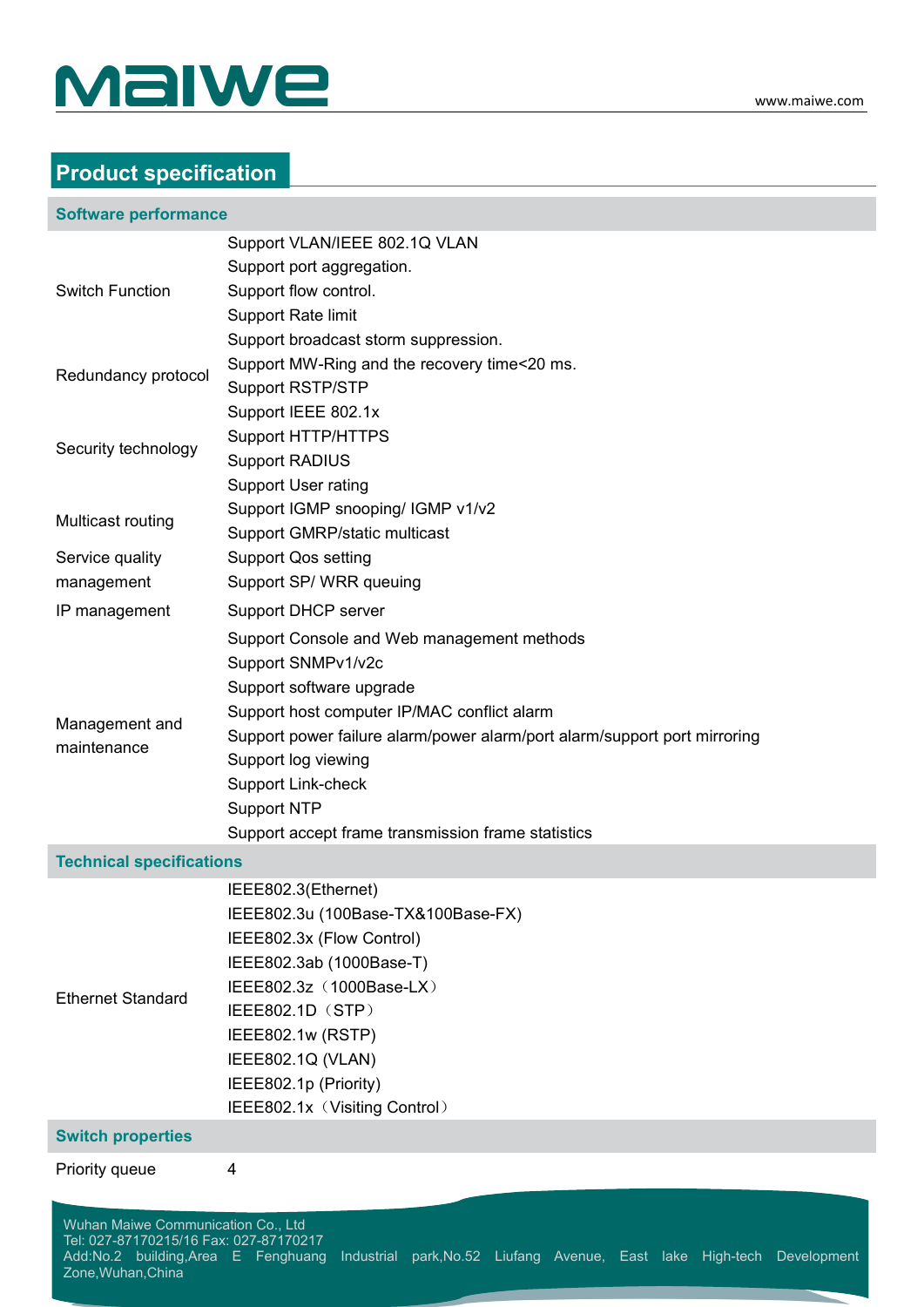## Product specification

| Software performance | |
| --- | --- |
| Switch Function | Support VLAN/IEEE 802.1Q VLAN<br>Support port aggregation.<br>Support flow control.<br>Support Rate limit<br>Support broadcast storm suppression. |
| Redundancy protocol | Support MW-Ring and the recovery time<20 ms.<br>Support RSTP/STP |
| Security technology | Support IEEE 802.1x<br>Support HTTP/HTTPS<br>Support RADIUS<br>Support User rating |
| Multicast routing | Support IGMP snooping/ IGMP v1/v2<br>Support GMRP/static multicast |
| Service quality management | Support Qos setting<br>Support SP/ WRR queuing |
| IP management | Support DHCP server |
| Management and maintenance | Support Console and Web management methods<br>Support SNMPv1/v2c<br>Support software upgrade<br>Support host computer IP/MAC conflict alarm<br>Support power failure alarm/power alarm/port alarm/support port mirroring<br>Support log viewing<br>Support Link-check<br>Support NTP<br>Support accept frame transmission frame statistics |

| Technical specifications | |
| --- | --- |
| Ethernet Standard | IEEE802.3(Ethernet)<br>IEEE802.3u (100Base-TX&100Base-FX)<br>IEEE802.3x (Flow Control)<br>IEEE802.3ab (1000Base-T)<br>IEEE802.3z（1000Base-LX）<br>IEEE802.1D（STP）<br>IEEE802.1w (RSTP)<br>IEEE802.1Q (VLAN)<br>IEEE802.1p (Priority)<br>IEEE802.1x（Visiting Control） |

| Switch properties | |
| --- | --- |
| Priority queue | 4 |

Wuhan Maiwe Communication Co., Ltd
Tel: 027-87170215/16 Fax: 027-87170217
Add:No.2 building,Area E Fenghuang Industrial park,No.52 Liufang Avenue, East lake High-tech Development Zone,Wuhan,China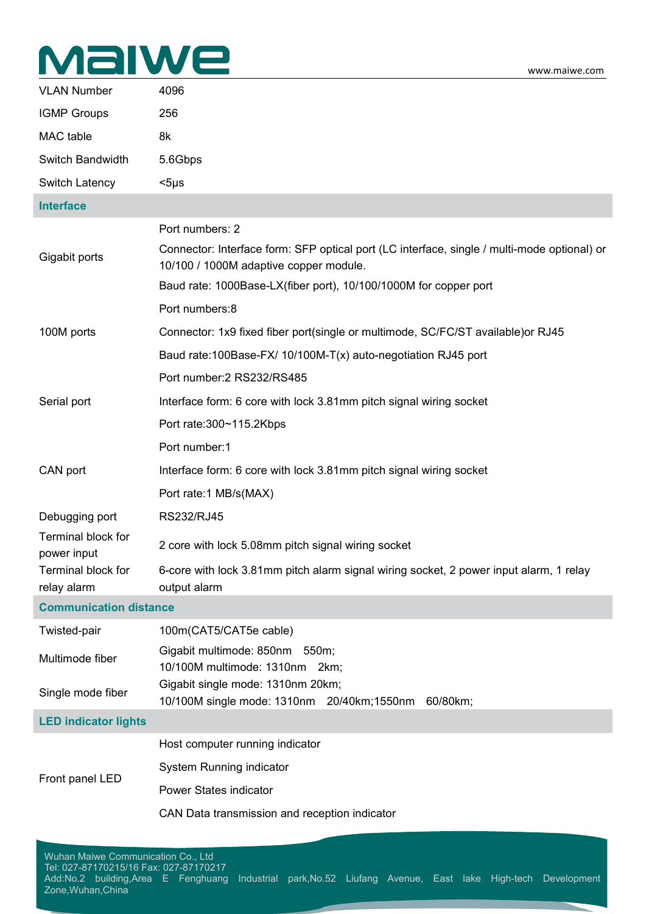| | |
|---|---|
| VLAN Number | 4096 |
| IGMP Groups | 256 |
| MAC table | 8k |
| Switch Bandwidth | 5.6Gbps |
| Switch Latency | <5μs |
| **Interface** | |
| Gigabit ports | Port numbers: 2 |
| | Connector: Interface form: SFP optical port (LC interface, single / multi-mode optional) or 10/100 / 1000M adaptive copper module. |
| | Baud rate: 1000Base-LX(fiber port), 10/100/1000M for copper port |
| 100M ports | Port numbers:8 |
| | Connector: 1x9 fixed fiber port(single or multimode, SC/FC/ST available)or RJ45 |
| | Baud rate:100Base-FX/ 10/100M-T(x) auto-negotiation RJ45 port |
| Serial port | Port number:2 RS232/RS485 |
| | Interface form: 6 core with lock 3.81mm pitch signal wiring socket |
| | Port rate:300~115.2Kbps |
| CAN port | Port number:1 |
| | Interface form: 6 core with lock 3.81mm pitch signal wiring socket |
| | Port rate:1 MB/s(MAX) |
| Debugging port | RS232/RJ45 |
| Terminal block for power input | 2 core with lock 5.08mm pitch signal wiring socket |
| Terminal block for relay alarm | 6-core with lock 3.81mm pitch alarm signal wiring socket, 2 power input alarm, 1 relay output alarm |
| **Communication distance** | |
| Twisted-pair | 100m(CAT5/CAT5e cable) |
| Multimode fiber | Gigabit multimode: 850nm 550m;<br>10/100M multimode: 1310nm 2km; |
| Single mode fiber | Gigabit single mode: 1310nm 20km;<br>10/100M single mode: 1310nm 20/40km;1550nm 60/80km; |
| **LED indicator lights** | |
| Front panel LED | Host computer running indicator |
| | System Running indicator |
| | Power States indicator |
| | CAN Data transmission and reception indicator |

Wuhan Maiwe Communication Co., Ltd
Tel: 027-87170215/16 Fax: 027-87170217
Add:No.2 building,Area E Fenghuang Industrial park,No.52 Liufang Avenue, East lake High-tech Development Zone,Wuhan,China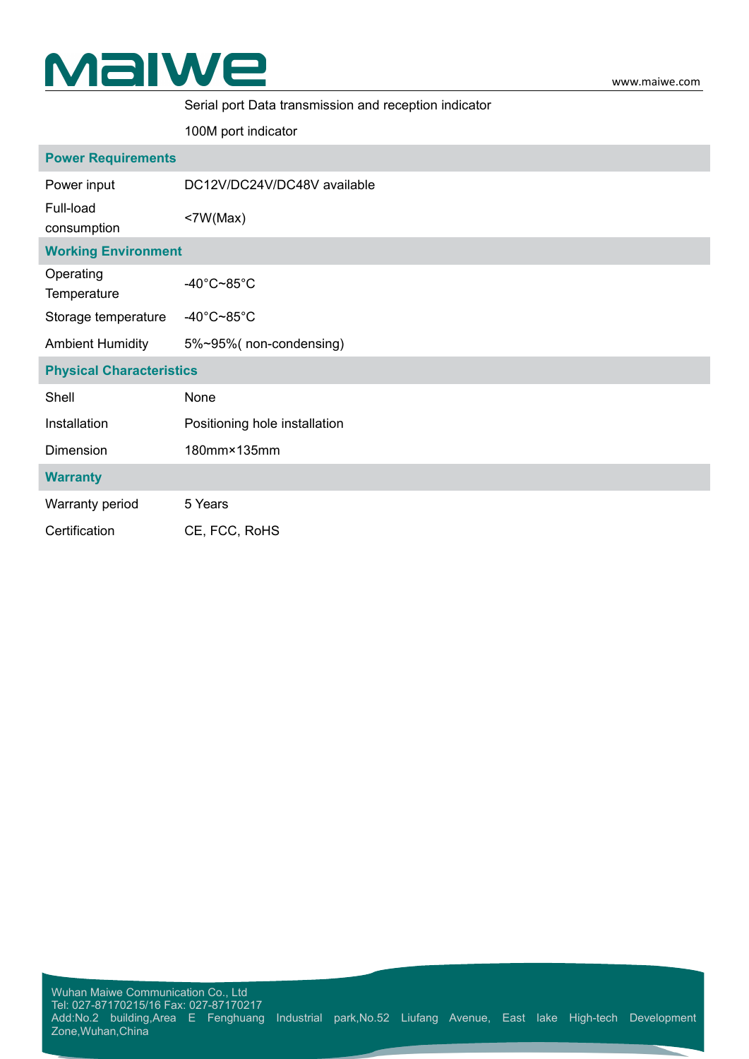| | |
|---|---|
| | Serial port Data transmission and reception indicator |
| | 100M port indicator |
| **Power Requirements** | |
| Power input | DC12V/DC24V/DC48V available |
| Full-load consumption | <7W(Max) |
| **Working Environment** | |
| Operating Temperature | -40°C~85°C |
| Storage temperature | -40°C~85°C |
| Ambient Humidity | 5%~95%( non-condensing) |
| **Physical Characteristics** | |
| Shell | None |
| Installation | Positioning hole installation |
| Dimension | 180mm×135mm |
| **Warranty** | |
| Warranty period | 5 Years |
| Certification | CE, FCC, RoHS |

Wuhan Maiwe Communication Co., Ltd
Tel: 027-87170215/16 Fax: 027-87170217
Add:No.2 building,Area E Fenghuang Industrial park,No.52 Liufang Avenue, East lake High-tech Development Zone,Wuhan,China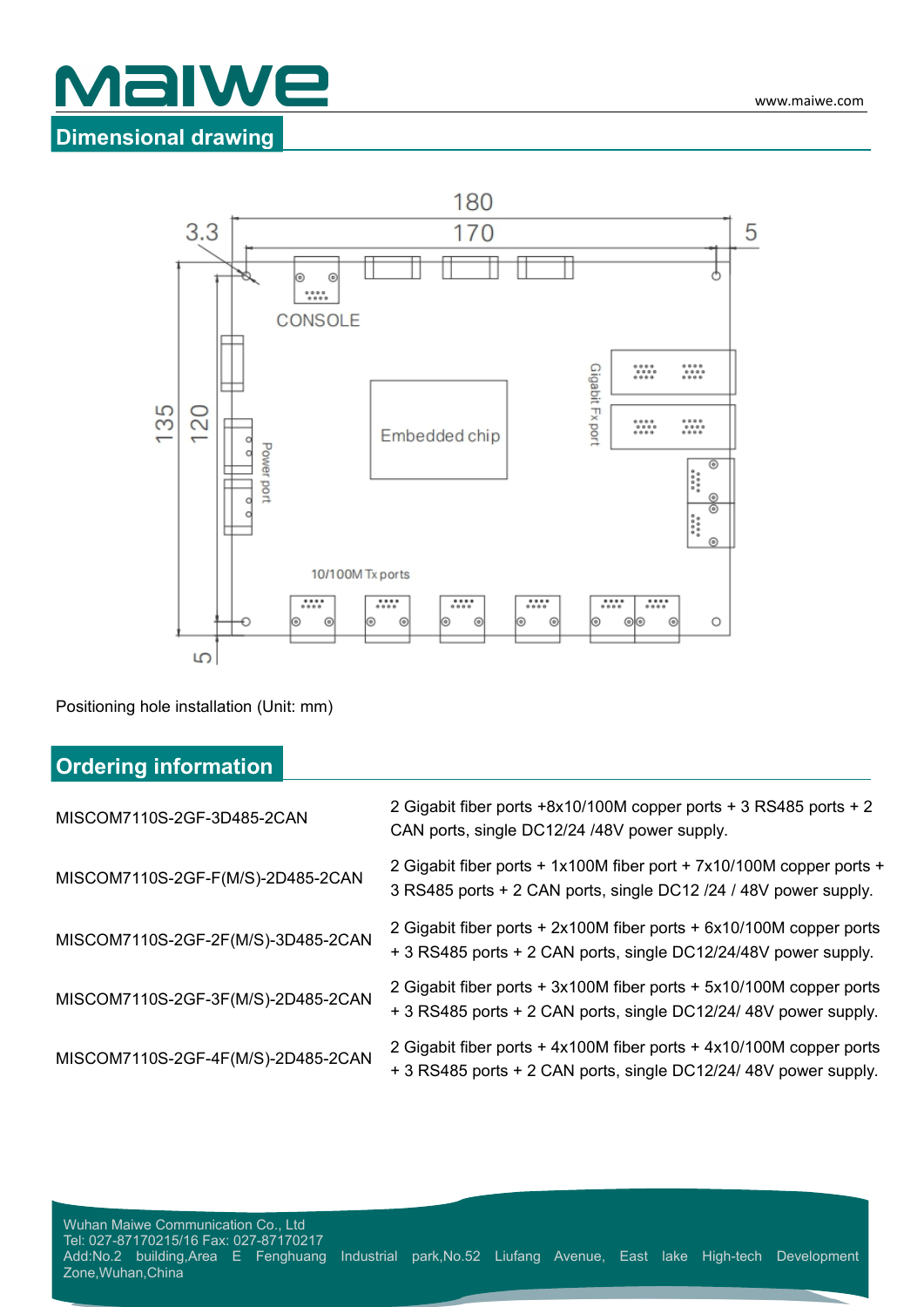## Dimensional drawing

180
170
3.3
5
CONSOLE
Gigabit Fx port
Embedded chip
135
120
Power port
10/100M Tx ports
5

Positioning hole installation (Unit: mm)

## Ordering information

| | |
|---|---|
| MISCOM7110S-2GF-3D485-2CAN | 2 Gigabit fiber ports +8x10/100M copper ports + 3 RS485 ports + 2 CAN ports, single DC12/24 /48V power supply. |
| MISCOM7110S-2GF-F(M/S)-2D485-2CAN | 2 Gigabit fiber ports + 1x100M fiber port + 7x10/100M copper ports + 3 RS485 ports + 2 CAN ports, single DC12 /24 / 48V power supply. |
| MISCOM7110S-2GF-2F(M/S)-3D485-2CAN | 2 Gigabit fiber ports + 2x100M fiber ports + 6x10/100M copper ports + 3 RS485 ports + 2 CAN ports, single DC12/24/48V power supply. |
| MISCOM7110S-2GF-3F(M/S)-2D485-2CAN | 2 Gigabit fiber ports + 3x100M fiber ports + 5x10/100M copper ports + 3 RS485 ports + 2 CAN ports, single DC12/24/ 48V power supply. |
| MISCOM7110S-2GF-4F(M/S)-2D485-2CAN | 2 Gigabit fiber ports + 4x100M fiber ports + 4x10/100M copper ports + 3 RS485 ports + 2 CAN ports, single DC12/24/ 48V power supply. |

Wuhan Maiwe Communication Co., Ltd
Tel: 027-87170215/16 Fax: 027-87170217
Add:No.2 building,Area E Fenghuang Industrial park,No.52 Liufang Avenue, East lake High-tech Development Zone,Wuhan,China